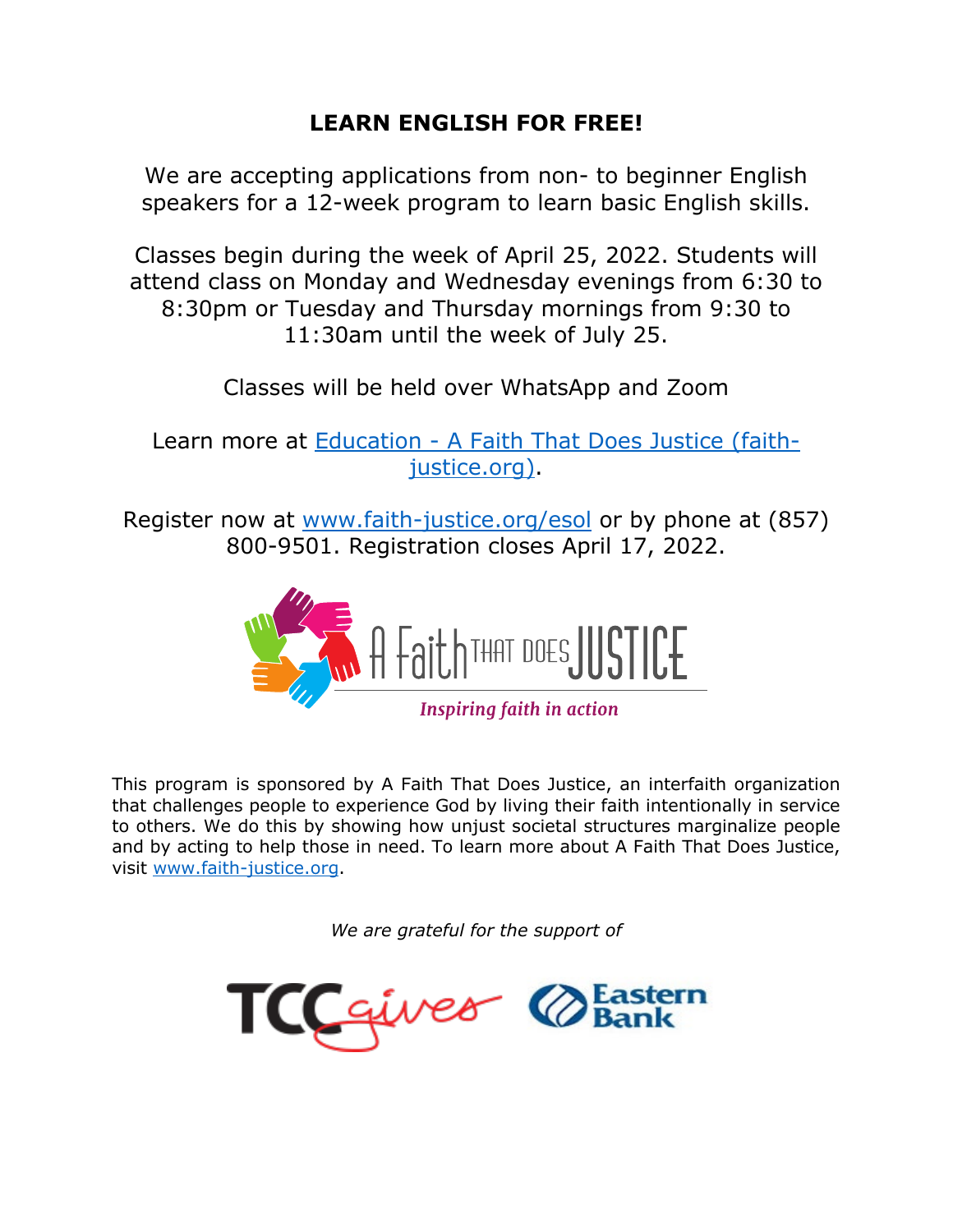# LEARN ENGLISH FOR FREE!

We are accepting applications from non- to beginner English speakers for a 12-week program to learn basic English skills.

Classes begin during the week of April 25, 2022. Students will attend class on Monday and Wednesday evenings from 6:30 to 8:30pm or Tuesday and Thursday mornings from 9:30 to 11:30am until the week of July 25.

Classes will be held over WhatsApp and Zoom

Learn more at [Education - A Faith That Does Justice (faith-justice.org)](https://www.faith-justice.org).

Register now at [www.faith-justice.org/esol](http://www.faith-justice.org/esol) or by phone at (857) 800-9501. Registration closes April 17, 2022.

A Faith THAT DOES JUSTICE

*Inspiring faith in action*

This program is sponsored by A Faith That Does Justice, an interfaith organization that challenges people to experience God by living their faith intentionally in service to others. We do this by showing how unjust societal structures marginalize people and by acting to help those in need. To learn more about A Faith That Does Justice, visit [www.faith-justice.org](http://www.faith-justice.org).

*We are grateful for the support of*

TCCgives Eastern Bank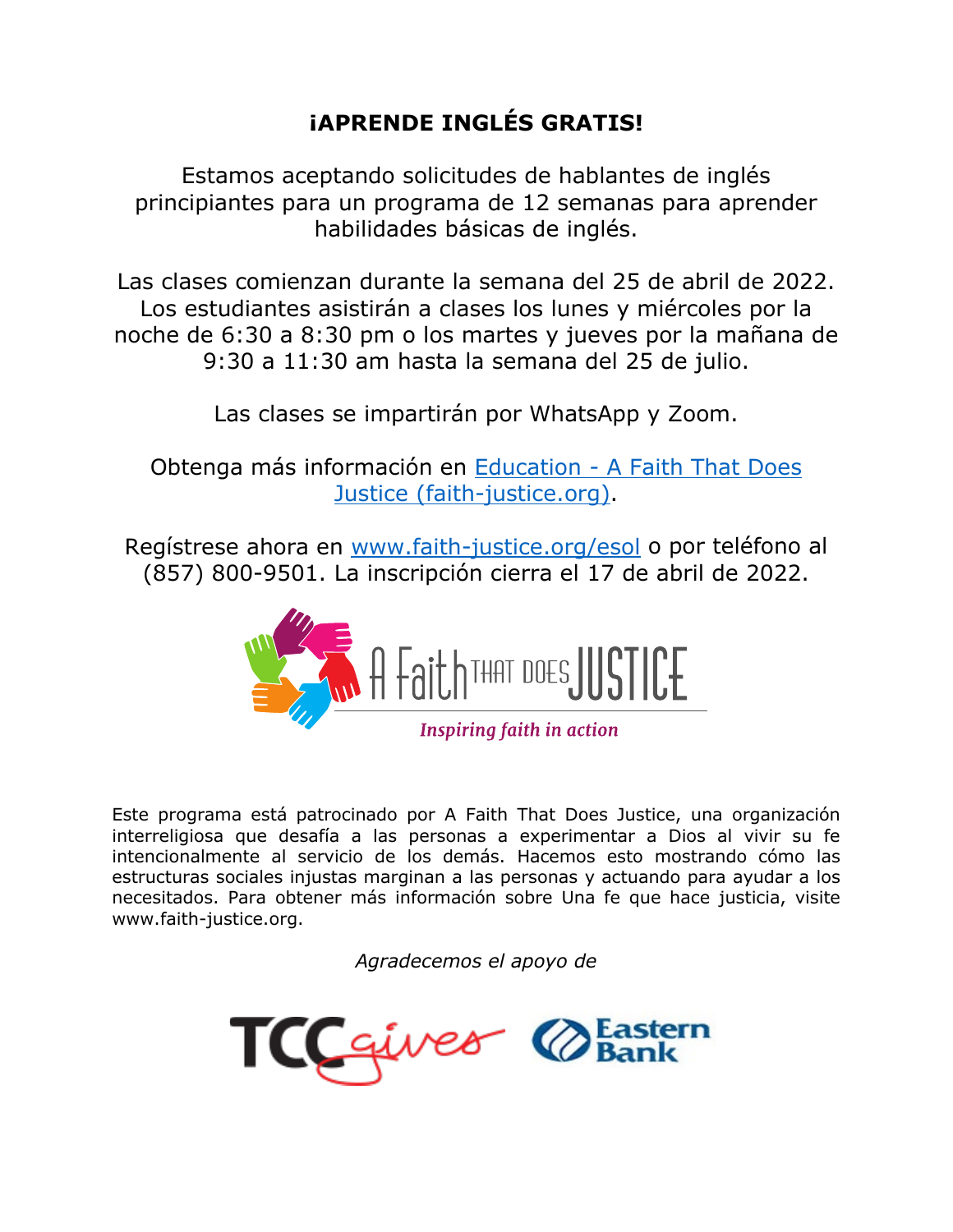# ¡APRENDE INGLÉS GRATIS!

Estamos aceptando solicitudes de hablantes de inglés principiantes para un programa de 12 semanas para aprender habilidades básicas de inglés.

Las clases comienzan durante la semana del 25 de abril de 2022. Los estudiantes asistirán a clases los lunes y miércoles por la noche de 6:30 a 8:30 pm o los martes y jueves por la mañana de 9:30 a 11:30 am hasta la semana del 25 de julio.

Las clases se impartirán por WhatsApp y Zoom.

Obtenga más información en [Education - A Faith That Does Justice (faith-justice.org)](faith-justice.org).

Regístrese ahora en [www.faith-justice.org/esol](www.faith-justice.org/esol) o por teléfono al (857) 800-9501. La inscripción cierra el 17 de abril de 2022.

A Faith THAT DOES JUSTICE

*Inspiring faith in action*

Este programa está patrocinado por A Faith That Does Justice, una organización interreligiosa que desafía a las personas a experimentar a Dios al vivir su fe intencionalmente al servicio de los demás. Hacemos esto mostrando cómo las estructuras sociales injustas marginan a las personas y actuando para ayudar a los necesitados. Para obtener más información sobre Una fe que hace justicia, visite www.faith-justice.org.

*Agradecemos el apoyo de*

TCCgives Eastern Bank